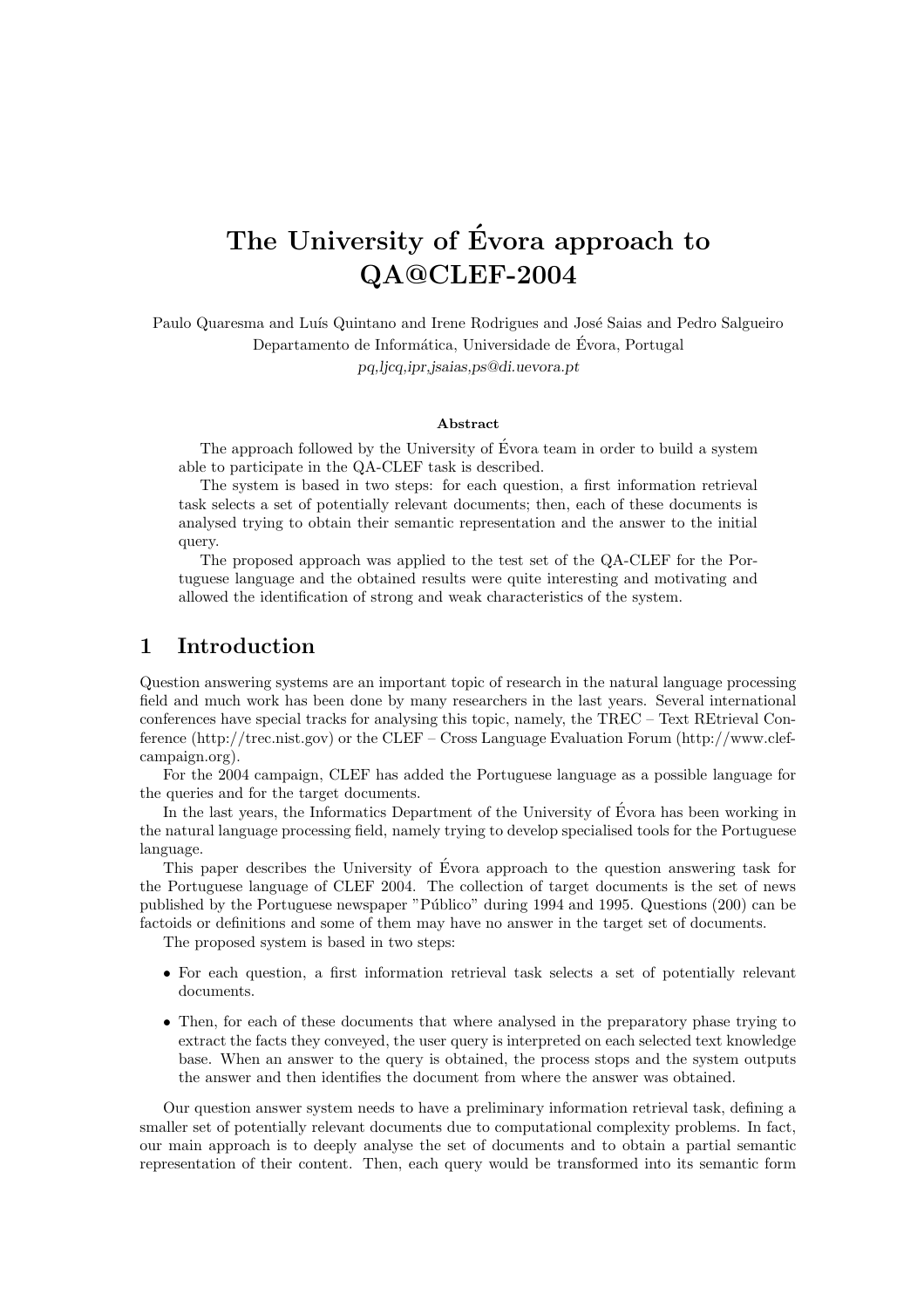# The University of Évora approach to QA@CLEF-2004

Paulo Quaresma and Luís Quintano and Irene Rodrigues and José Saias and Pedro Salgueiro
Departamento de Informática, Universidade de Évora, Portugal
*pq,ljcq,ipr,jsaias,ps@di.uevora.pt*

**Abstract**

The approach followed by the University of Évora team in order to build a system able to participate in the QA-CLEF task is described.

The system is based in two steps: for each question, a first information retrieval task selects a set of potentially relevant documents; then, each of these documents is analysed trying to obtain their semantic representation and the answer to the initial query.

The proposed approach was applied to the test set of the QA-CLEF for the Portuguese language and the obtained results were quite interesting and motivating and allowed the identification of strong and weak characteristics of the system.

## 1 Introduction

Question answering systems are an important topic of research in the natural language processing field and much work has been done by many researchers in the last years. Several international conferences have special tracks for analysing this topic, namely, the TREC – Text REtrieval Conference (http://trec.nist.gov) or the CLEF – Cross Language Evaluation Forum (http://www.clef-campaign.org).

For the 2004 campaign, CLEF has added the Portuguese language as a possible language for the queries and for the target documents.

In the last years, the Informatics Department of the University of Évora has been working in the natural language processing field, namely trying to develop specialised tools for the Portuguese language.

This paper describes the University of Évora approach to the question answering task for the Portuguese language of CLEF 2004. The collection of target documents is the set of news published by the Portuguese newspaper "Público" during 1994 and 1995. Questions (200) can be factoids or definitions and some of them may have no answer in the target set of documents.

The proposed system is based in two steps:

- For each question, a first information retrieval task selects a set of potentially relevant documents.
- Then, for each of these documents that where analysed in the preparatory phase trying to extract the facts they conveyed, the user query is interpreted on each selected text knowledge base. When an answer to the query is obtained, the process stops and the system outputs the answer and then identifies the document from where the answer was obtained.

Our question answer system needs to have a preliminary information retrieval task, defining a smaller set of potentially relevant documents due to computational complexity problems. In fact, our main approach is to deeply analyse the set of documents and to obtain a partial semantic representation of their content. Then, each query would be transformed into its semantic form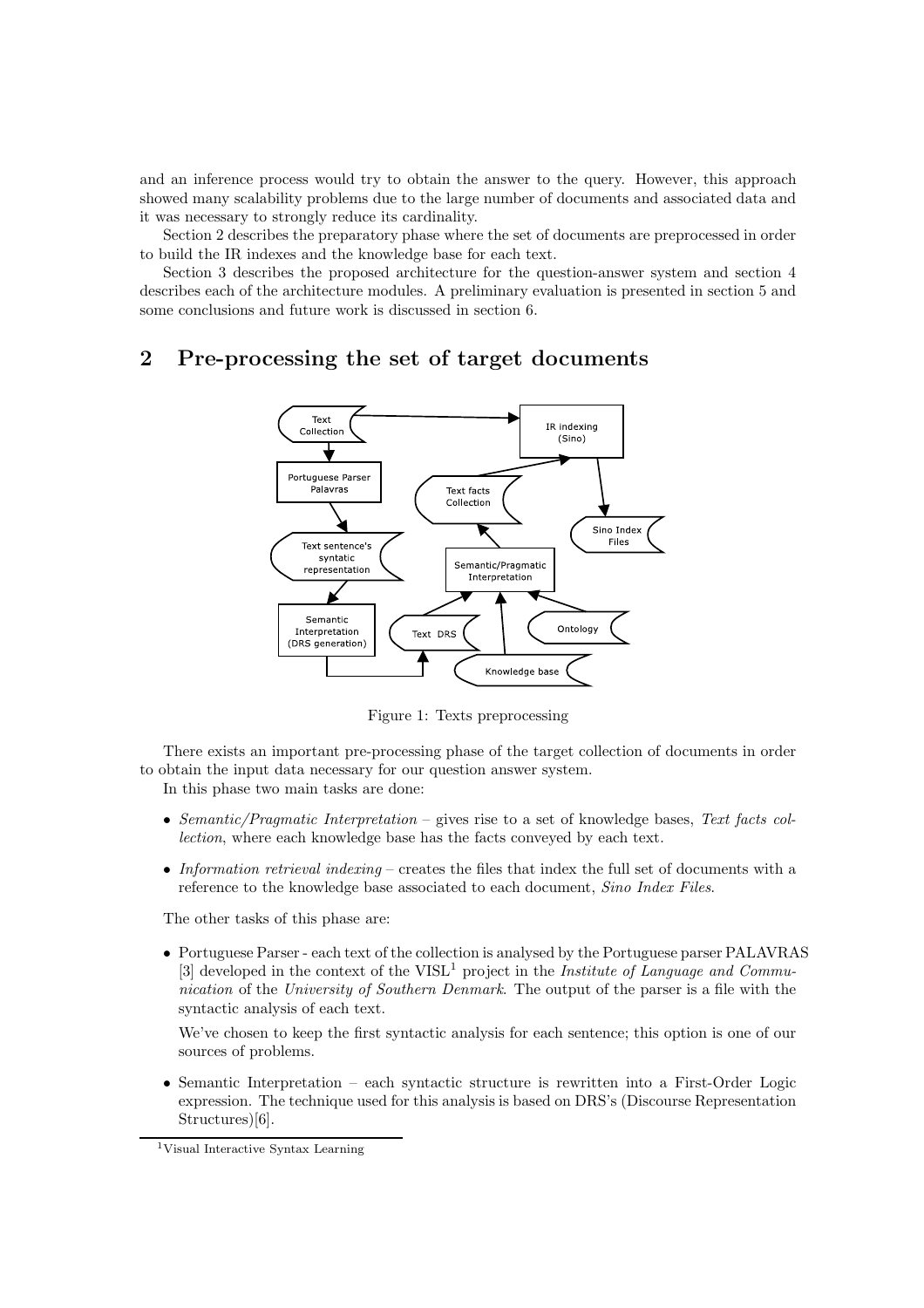and an inference process would try to obtain the answer to the query. However, this approach showed many scalability problems due to the large number of documents and associated data and it was necessary to strongly reduce its cardinality.

Section 2 describes the preparatory phase where the set of documents are preprocessed in order to build the IR indexes and the knowledge base for each text.

Section 3 describes the proposed architecture for the question-answer system and section 4 describes each of the architecture modules. A preliminary evaluation is presented in section 5 and some conclusions and future work is discussed in section 6.

## 2 Pre-processing the set of target documents

Text Collection

IR indexing (Sino)

Portuguese Parser Palavras

Text facts Collection

Sino Index Files

Text sentence's syntatic representation

Semantic/Pragmatic Interpretation

Semantic Interpretation (DRS generation)

Text DRS

Ontology

Knowledge base

Figure 1: Texts preprocessing

There exists an important pre-processing phase of the target collection of documents in order to obtain the input data necessary for our question answer system.

In this phase two main tasks are done:

- *Semantic/Pragmatic Interpretation* – gives rise to a set of knowledge bases, *Text facts collection*, where each knowledge base has the facts conveyed by each text.
- *Information retrieval indexing* – creates the files that index the full set of documents with a reference to the knowledge base associated to each document, *Sino Index Files*.

The other tasks of this phase are:

- Portuguese Parser - each text of the collection is analysed by the Portuguese parser PALAVRAS [3] developed in the context of the VISL[1] project in the *Institute of Language and Communication* of the *University of Southern Denmark*. The output of the parser is a file with the syntactic analysis of each text.

  We've chosen to keep the first syntactic analysis for each sentence; this option is one of our sources of problems.

- Semantic Interpretation – each syntactic structure is rewritten into a First-Order Logic expression. The technique used for this analysis is based on DRS's (Discourse Representation Structures)[6].

[1] Visual Interactive Syntax Learning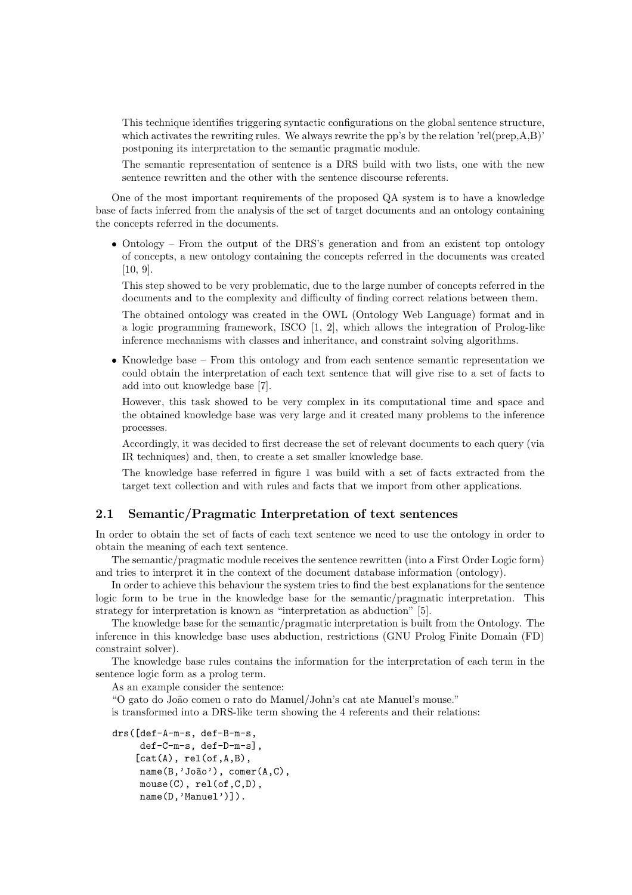This technique identifies triggering syntactic configurations on the global sentence structure, which activates the rewriting rules. We always rewrite the pp's by the relation 'rel(prep,A,B)' postponing its interpretation to the semantic pragmatic module.

The semantic representation of sentence is a DRS build with two lists, one with the new sentence rewritten and the other with the sentence discourse referents.

One of the most important requirements of the proposed QA system is to have a knowledge base of facts inferred from the analysis of the set of target documents and an ontology containing the concepts referred in the documents.

- Ontology – From the output of the DRS's generation and from an existent top ontology of concepts, a new ontology containing the concepts referred in the documents was created [10, 9].

  This step showed to be very problematic, due to the large number of concepts referred in the documents and to the complexity and difficulty of finding correct relations between them.

  The obtained ontology was created in the OWL (Ontology Web Language) format and in a logic programming framework, ISCO [1, 2], which allows the integration of Prolog-like inference mechanisms with classes and inheritance, and constraint solving algorithms.

- Knowledge base – From this ontology and from each sentence semantic representation we could obtain the interpretation of each text sentence that will give rise to a set of facts to add into out knowledge base [7].

  However, this task showed to be very complex in its computational time and space and the obtained knowledge base was very large and it created many problems to the inference processes.

  Accordingly, it was decided to first decrease the set of relevant documents to each query (via IR techniques) and, then, to create a set smaller knowledge base.

  The knowledge base referred in figure 1 was build with a set of facts extracted from the target text collection and with rules and facts that we import from other applications.

## 2.1 Semantic/Pragmatic Interpretation of text sentences

In order to obtain the set of facts of each text sentence we need to use the ontology in order to obtain the meaning of each text sentence.

The semantic/pragmatic module receives the sentence rewritten (into a First Order Logic form) and tries to interpret it in the context of the document database information (ontology).

In order to achieve this behaviour the system tries to find the best explanations for the sentence logic form to be true in the knowledge base for the semantic/pragmatic interpretation. This strategy for interpretation is known as "interpretation as abduction" [5].

The knowledge base for the semantic/pragmatic interpretation is built from the Ontology. The inference in this knowledge base uses abduction, restrictions (GNU Prolog Finite Domain (FD) constraint solver).

The knowledge base rules contains the information for the interpretation of each term in the sentence logic form as a prolog term.

As an example consider the sentence:

"O gato do João comeu o rato do Manuel/John's cat ate Manuel's mouse."

is transformed into a DRS-like term showing the 4 referents and their relations:

```
drs([def-A-m-s, def-B-m-s,
     def-C-m-s, def-D-m-s],
    [cat(A), rel(of,A,B),
     name(B,'João'), comer(A,C),
     mouse(C), rel(of,C,D),
     name(D,'Manuel')]).
```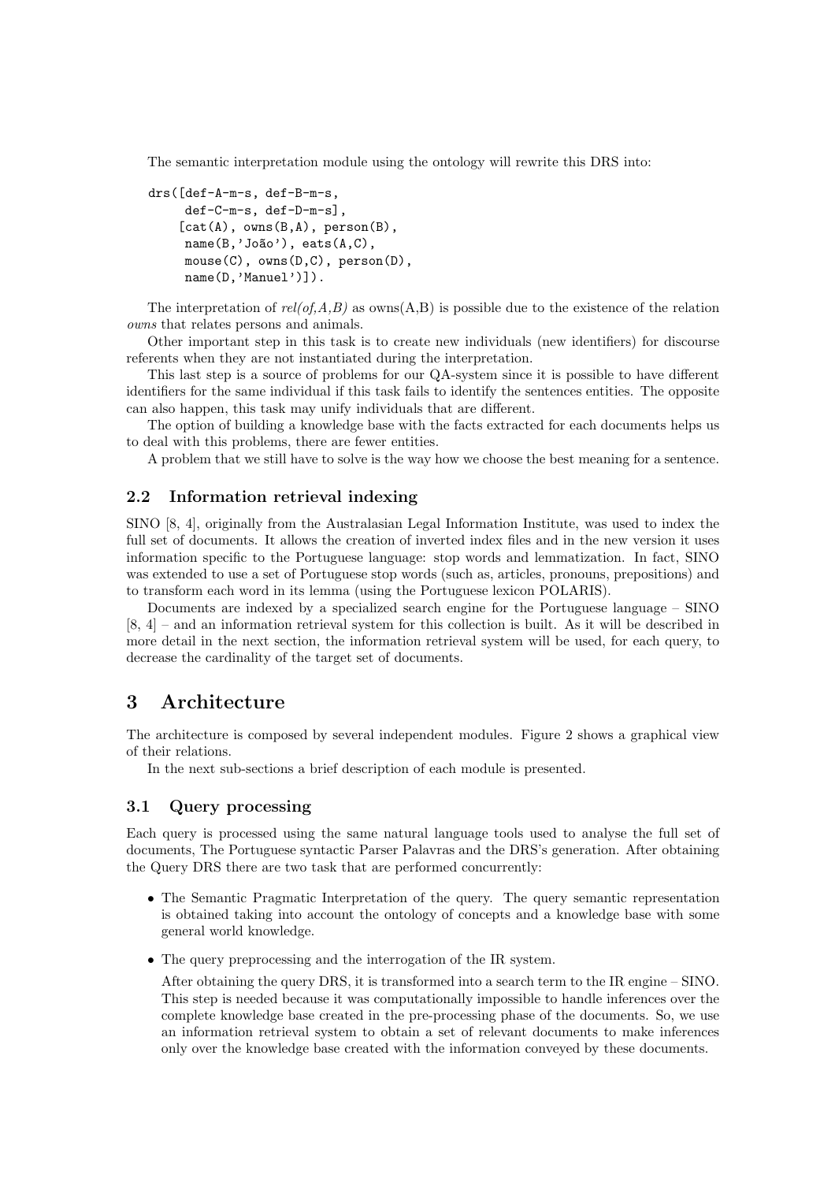The semantic interpretation module using the ontology will rewrite this DRS into:

```
drs([def-A-m-s, def-B-m-s,
     def-C-m-s, def-D-m-s],
    [cat(A), owns(B,A), person(B),
     name(B,'João'), eats(A,C),
     mouse(C), owns(D,C), person(D),
     name(D,'Manuel')]).
```

The interpretation of *rel(of,A,B)* as owns(A,B) is possible due to the existence of the relation *owns* that relates persons and animals.

Other important step in this task is to create new individuals (new identifiers) for discourse referents when they are not instantiated during the interpretation.

This last step is a source of problems for our QA-system since it is possible to have different identifiers for the same individual if this task fails to identify the sentences entities. The opposite can also happen, this task may unify individuals that are different.

The option of building a knowledge base with the facts extracted for each documents helps us to deal with this problems, there are fewer entities.

A problem that we still have to solve is the way how we choose the best meaning for a sentence.

### 2.2 Information retrieval indexing

SINO [8, 4], originally from the Australasian Legal Information Institute, was used to index the full set of documents. It allows the creation of inverted index files and in the new version it uses information specific to the Portuguese language: stop words and lemmatization. In fact, SINO was extended to use a set of Portuguese stop words (such as, articles, pronouns, prepositions) and to transform each word in its lemma (using the Portuguese lexicon POLARIS).

Documents are indexed by a specialized search engine for the Portuguese language – SINO [8, 4] – and an information retrieval system for this collection is built. As it will be described in more detail in the next section, the information retrieval system will be used, for each query, to decrease the cardinality of the target set of documents.

## 3 Architecture

The architecture is composed by several independent modules. Figure 2 shows a graphical view of their relations.

In the next sub-sections a brief description of each module is presented.

### 3.1 Query processing

Each query is processed using the same natural language tools used to analyse the full set of documents, The Portuguese syntactic Parser Palavras and the DRS's generation. After obtaining the Query DRS there are two task that are performed concurrently:

- The Semantic Pragmatic Interpretation of the query. The query semantic representation is obtained taking into account the ontology of concepts and a knowledge base with some general world knowledge.
- The query preprocessing and the interrogation of the IR system.

  After obtaining the query DRS, it is transformed into a search term to the IR engine – SINO. This step is needed because it was computationally impossible to handle inferences over the complete knowledge base created in the pre-processing phase of the documents. So, we use an information retrieval system to obtain a set of relevant documents to make inferences only over the knowledge base created with the information conveyed by these documents.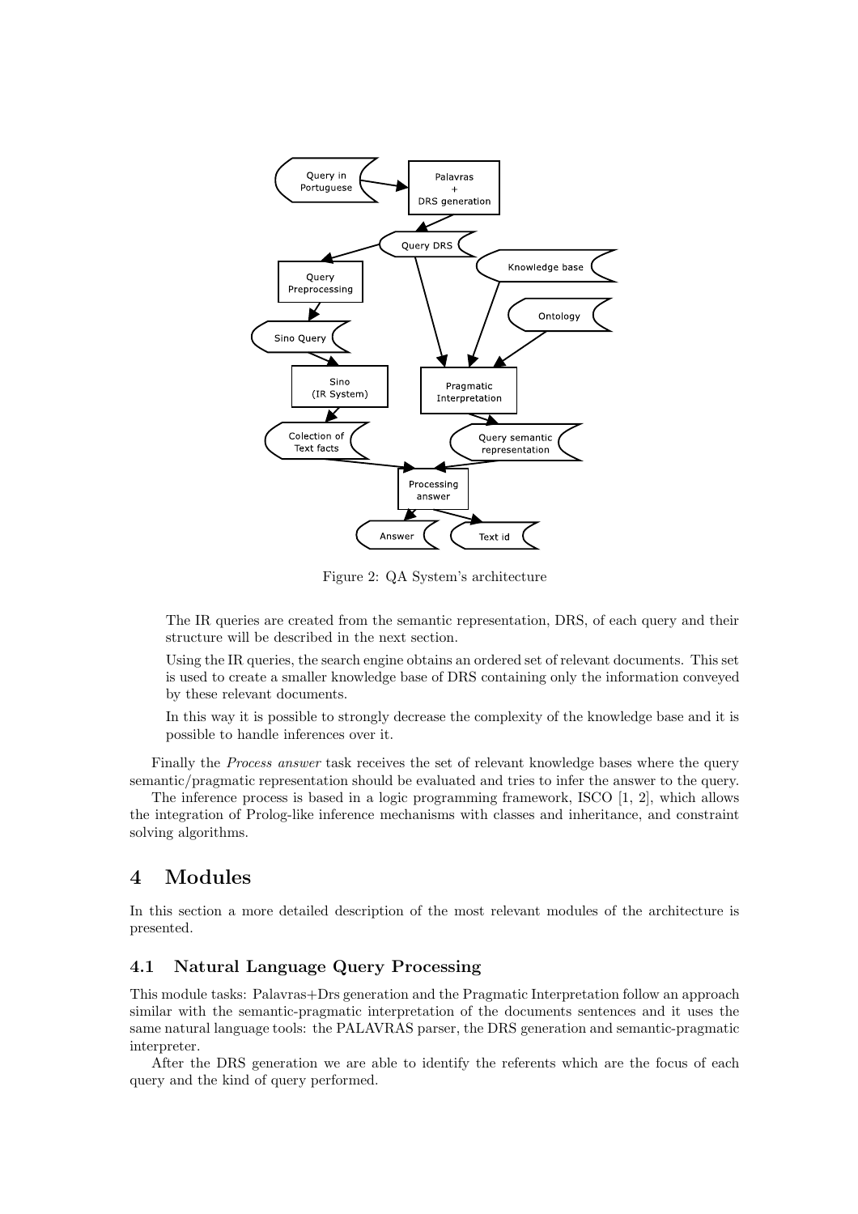Query in Portuguese

Palavras + DRS generation

Query DRS

Knowledge base

Ontology

Query Preprocessing

Sino Query

Sino (IR System)

Pragmatic Interpretation

Colection of Text facts

Query semantic representation

Processing answer

Answer

Text id

Figure 2: QA System's architecture

> The IR queries are created from the semantic representation, DRS, of each query and their structure will be described in the next section.
>
> Using the IR queries, the search engine obtains an ordered set of relevant documents. This set is used to create a smaller knowledge base of DRS containing only the information conveyed by these relevant documents.
>
> In this way it is possible to strongly decrease the complexity of the knowledge base and it is possible to handle inferences over it.

Finally the *Process answer* task receives the set of relevant knowledge bases where the query semantic/pragmatic representation should be evaluated and tries to infer the answer to the query.

The inference process is based in a logic programming framework, ISCO [1, 2], which allows the integration of Prolog-like inference mechanisms with classes and inheritance, and constraint solving algorithms.

# 4 Modules

In this section a more detailed description of the most relevant modules of the architecture is presented.

## 4.1 Natural Language Query Processing

This module tasks: Palavras+Drs generation and the Pragmatic Interpretation follow an approach similar with the semantic-pragmatic interpretation of the documents sentences and it uses the same natural language tools: the PALAVRAS parser, the DRS generation and semantic-pragmatic interpreter.

After the DRS generation we are able to identify the referents which are the focus of each query and the kind of query performed.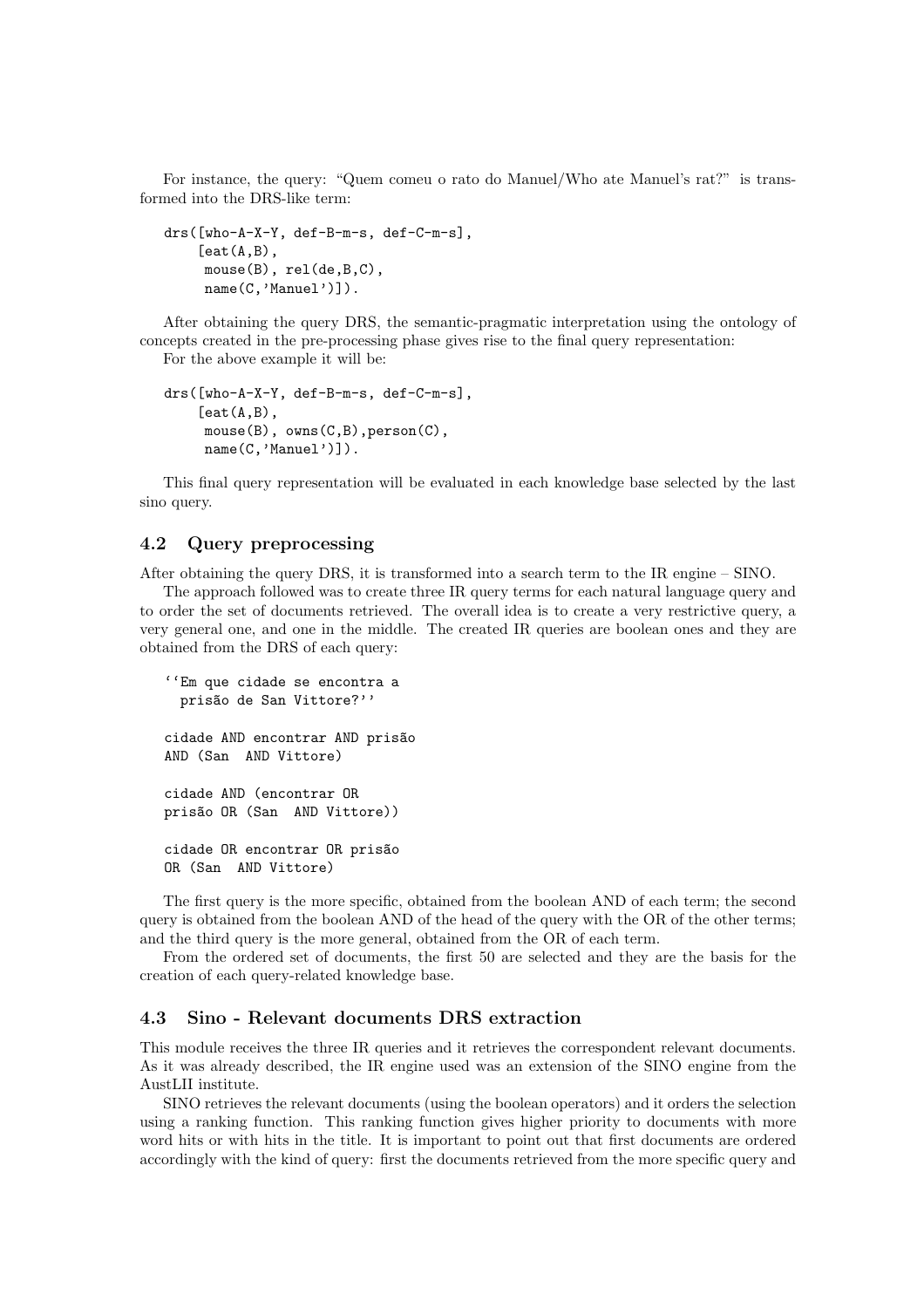For instance, the query: "Quem comeu o rato do Manuel/Who ate Manuel's rat?" is transformed into the DRS-like term:

```
drs([who-A-X-Y, def-B-m-s, def-C-m-s],
    [eat(A,B),
     mouse(B), rel(de,B,C),
     name(C,'Manuel')]).
```

After obtaining the query DRS, the semantic-pragmatic interpretation using the ontology of concepts created in the pre-processing phase gives rise to the final query representation:
For the above example it will be:

```
drs([who-A-X-Y, def-B-m-s, def-C-m-s],
    [eat(A,B),
     mouse(B), owns(C,B),person(C),
     name(C,'Manuel')]).
```

This final query representation will be evaluated in each knowledge base selected by the last sino query.

## 4.2 Query preprocessing

After obtaining the query DRS, it is transformed into a search term to the IR engine – SINO.

The approach followed was to create three IR query terms for each natural language query and to order the set of documents retrieved. The overall idea is to create a very restrictive query, a very general one, and one in the middle. The created IR queries are boolean ones and they are obtained from the DRS of each query:

```
''Em que cidade se encontra a
  prisão de San Vittore?''

cidade AND encontrar AND prisão
AND (San  AND Vittore)

cidade AND (encontrar OR
prisão OR (San  AND Vittore))

cidade OR encontrar OR prisão
OR (San  AND Vittore)
```

The first query is the more specific, obtained from the boolean AND of each term; the second query is obtained from the boolean AND of the head of the query with the OR of the other terms; and the third query is the more general, obtained from the OR of each term.

From the ordered set of documents, the first 50 are selected and they are the basis for the creation of each query-related knowledge base.

## 4.3 Sino - Relevant documents DRS extraction

This module receives the three IR queries and it retrieves the correspondent relevant documents. As it was already described, the IR engine used was an extension of the SINO engine from the AustLII institute.

SINO retrieves the relevant documents (using the boolean operators) and it orders the selection using a ranking function. This ranking function gives higher priority to documents with more word hits or with hits in the title. It is important to point out that first documents are ordered accordingly with the kind of query: first the documents retrieved from the more specific query and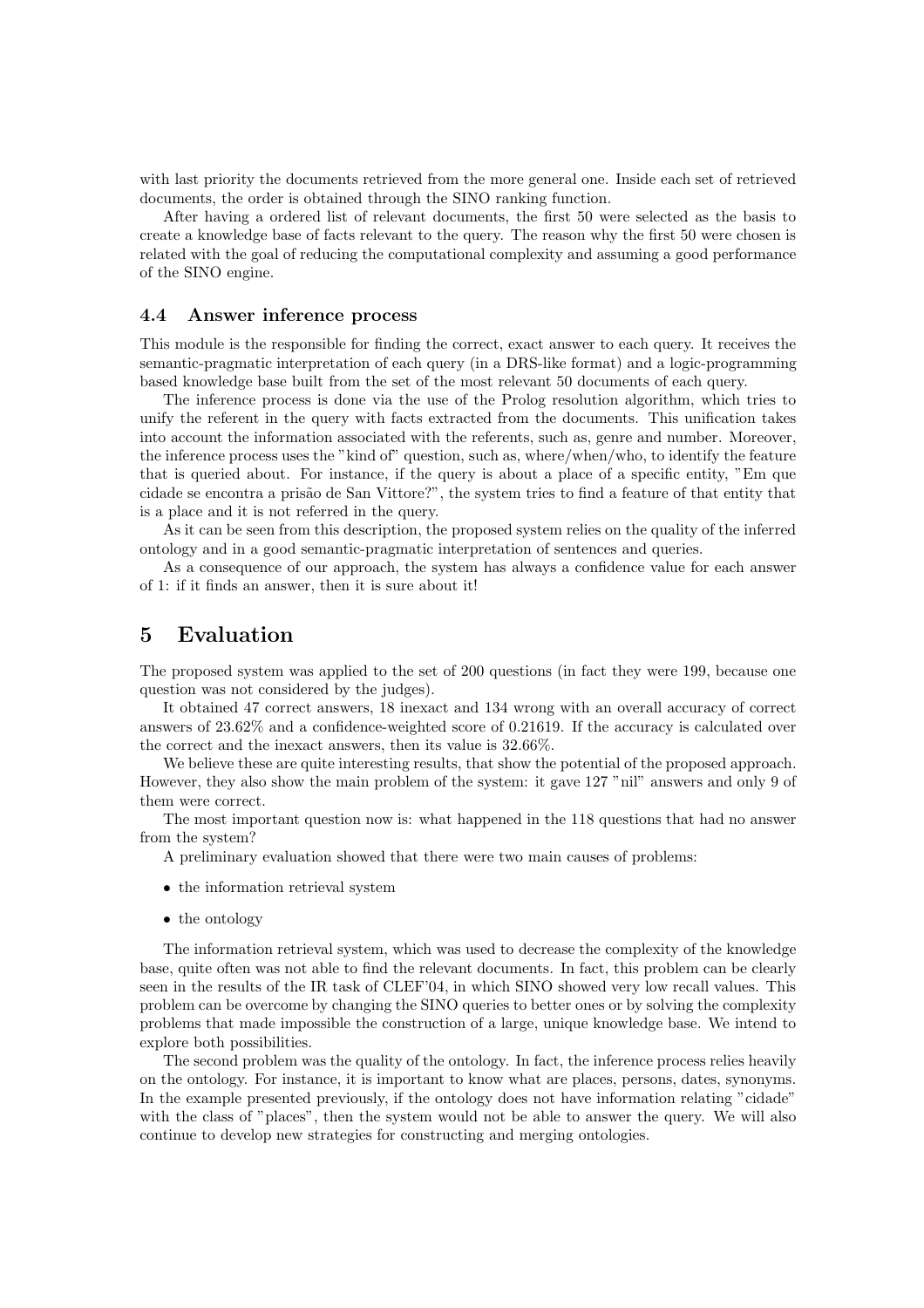with last priority the documents retrieved from the more general one. Inside each set of retrieved documents, the order is obtained through the SINO ranking function.

After having a ordered list of relevant documents, the first 50 were selected as the basis to create a knowledge base of facts relevant to the query. The reason why the first 50 were chosen is related with the goal of reducing the computational complexity and assuming a good performance of the SINO engine.

### 4.4 Answer inference process

This module is the responsible for finding the correct, exact answer to each query. It receives the semantic-pragmatic interpretation of each query (in a DRS-like format) and a logic-programming based knowledge base built from the set of the most relevant 50 documents of each query.

The inference process is done via the use of the Prolog resolution algorithm, which tries to unify the referent in the query with facts extracted from the documents. This unification takes into account the information associated with the referents, such as, genre and number. Moreover, the inference process uses the "kind of" question, such as, where/when/who, to identify the feature that is queried about. For instance, if the query is about a place of a specific entity, "Em que cidade se encontra a prisão de San Vittore?", the system tries to find a feature of that entity that is a place and it is not referred in the query.

As it can be seen from this description, the proposed system relies on the quality of the inferred ontology and in a good semantic-pragmatic interpretation of sentences and queries.

As a consequence of our approach, the system has always a confidence value for each answer of 1: if it finds an answer, then it is sure about it!

## 5 Evaluation

The proposed system was applied to the set of 200 questions (in fact they were 199, because one question was not considered by the judges).

It obtained 47 correct answers, 18 inexact and 134 wrong with an overall accuracy of correct answers of 23.62% and a confidence-weighted score of 0.21619. If the accuracy is calculated over the correct and the inexact answers, then its value is 32.66%.

We believe these are quite interesting results, that show the potential of the proposed approach. However, they also show the main problem of the system: it gave 127 "nil" answers and only 9 of them were correct.

The most important question now is: what happened in the 118 questions that had no answer from the system?

A preliminary evaluation showed that there were two main causes of problems:

- the information retrieval system
- the ontology

The information retrieval system, which was used to decrease the complexity of the knowledge base, quite often was not able to find the relevant documents. In fact, this problem can be clearly seen in the results of the IR task of CLEF'04, in which SINO showed very low recall values. This problem can be overcome by changing the SINO queries to better ones or by solving the complexity problems that made impossible the construction of a large, unique knowledge base. We intend to explore both possibilities.

The second problem was the quality of the ontology. In fact, the inference process relies heavily on the ontology. For instance, it is important to know what are places, persons, dates, synonyms. In the example presented previously, if the ontology does not have information relating "cidade" with the class of "places", then the system would not be able to answer the query. We will also continue to develop new strategies for constructing and merging ontologies.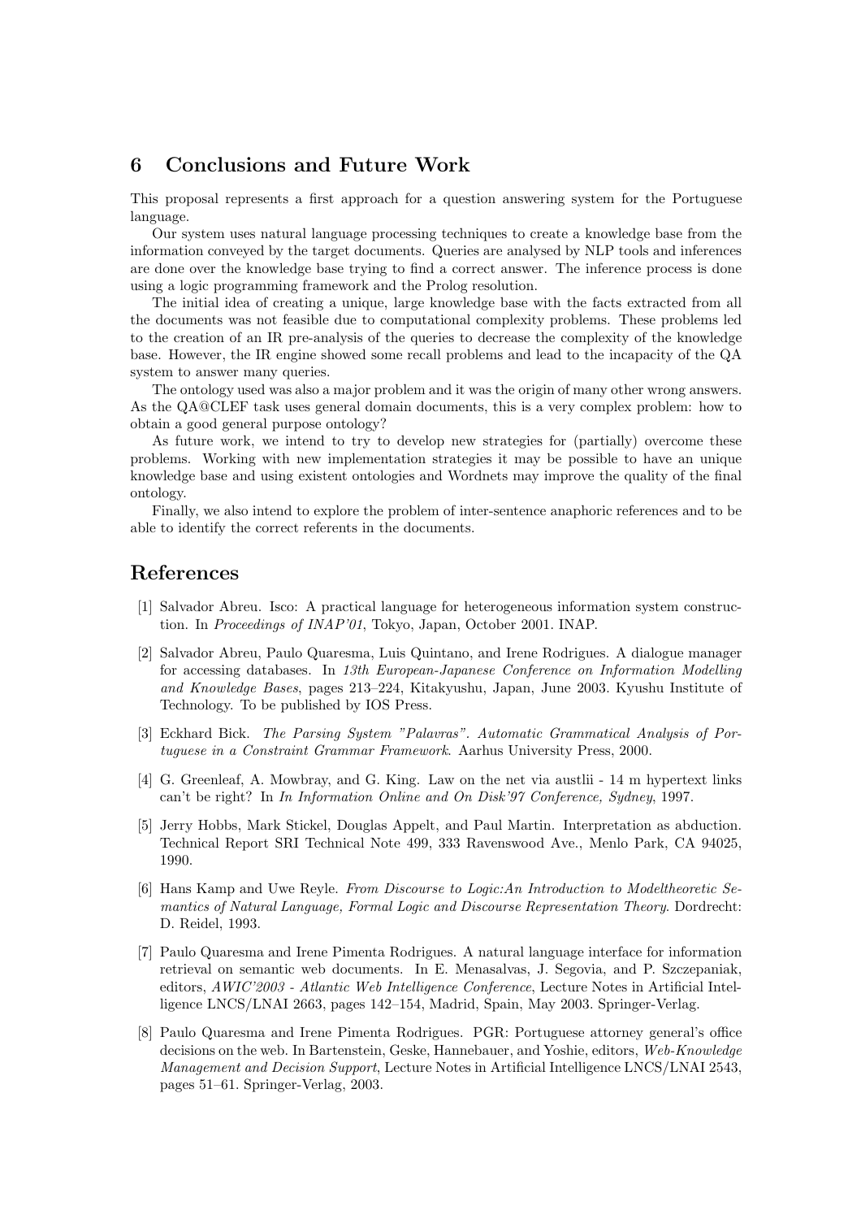## 6 Conclusions and Future Work

This proposal represents a first approach for a question answering system for the Portuguese language.

Our system uses natural language processing techniques to create a knowledge base from the information conveyed by the target documents. Queries are analysed by NLP tools and inferences are done over the knowledge base trying to find a correct answer. The inference process is done using a logic programming framework and the Prolog resolution.

The initial idea of creating a unique, large knowledge base with the facts extracted from all the documents was not feasible due to computational complexity problems. These problems led to the creation of an IR pre-analysis of the queries to decrease the complexity of the knowledge base. However, the IR engine showed some recall problems and lead to the incapacity of the QA system to answer many queries.

The ontology used was also a major problem and it was the origin of many other wrong answers. As the QA@CLEF task uses general domain documents, this is a very complex problem: how to obtain a good general purpose ontology?

As future work, we intend to try to develop new strategies for (partially) overcome these problems. Working with new implementation strategies it may be possible to have an unique knowledge base and using existent ontologies and Wordnets may improve the quality of the final ontology.

Finally, we also intend to explore the problem of inter-sentence anaphoric references and to be able to identify the correct referents in the documents.

## References

[1] Salvador Abreu. Isco: A practical language for heterogeneous information system construction. In *Proceedings of INAP'01*, Tokyo, Japan, October 2001. INAP.

[2] Salvador Abreu, Paulo Quaresma, Luis Quintano, and Irene Rodrigues. A dialogue manager for accessing databases. In *13th European-Japanese Conference on Information Modelling and Knowledge Bases*, pages 213–224, Kitakyushu, Japan, June 2003. Kyushu Institute of Technology. To be published by IOS Press.

[3] Eckhard Bick. *The Parsing System "Palavras". Automatic Grammatical Analysis of Portuguese in a Constraint Grammar Framework*. Aarhus University Press, 2000.

[4] G. Greenleaf, A. Mowbray, and G. King. Law on the net via austlii - 14 m hypertext links can't be right? In *In Information Online and On Disk'97 Conference, Sydney*, 1997.

[5] Jerry Hobbs, Mark Stickel, Douglas Appelt, and Paul Martin. Interpretation as abduction. Technical Report SRI Technical Note 499, 333 Ravenswood Ave., Menlo Park, CA 94025, 1990.

[6] Hans Kamp and Uwe Reyle. *From Discourse to Logic:An Introduction to Modeltheoretic Semantics of Natural Language, Formal Logic and Discourse Representation Theory*. Dordrecht: D. Reidel, 1993.

[7] Paulo Quaresma and Irene Pimenta Rodrigues. A natural language interface for information retrieval on semantic web documents. In E. Menasalvas, J. Segovia, and P. Szczepaniak, editors, *AWIC'2003 - Atlantic Web Intelligence Conference*, Lecture Notes in Artificial Intelligence LNCS/LNAI 2663, pages 142–154, Madrid, Spain, May 2003. Springer-Verlag.

[8] Paulo Quaresma and Irene Pimenta Rodrigues. PGR: Portuguese attorney general's office decisions on the web. In Bartenstein, Geske, Hannebauer, and Yoshie, editors, *Web-Knowledge Management and Decision Support*, Lecture Notes in Artificial Intelligence LNCS/LNAI 2543, pages 51–61. Springer-Verlag, 2003.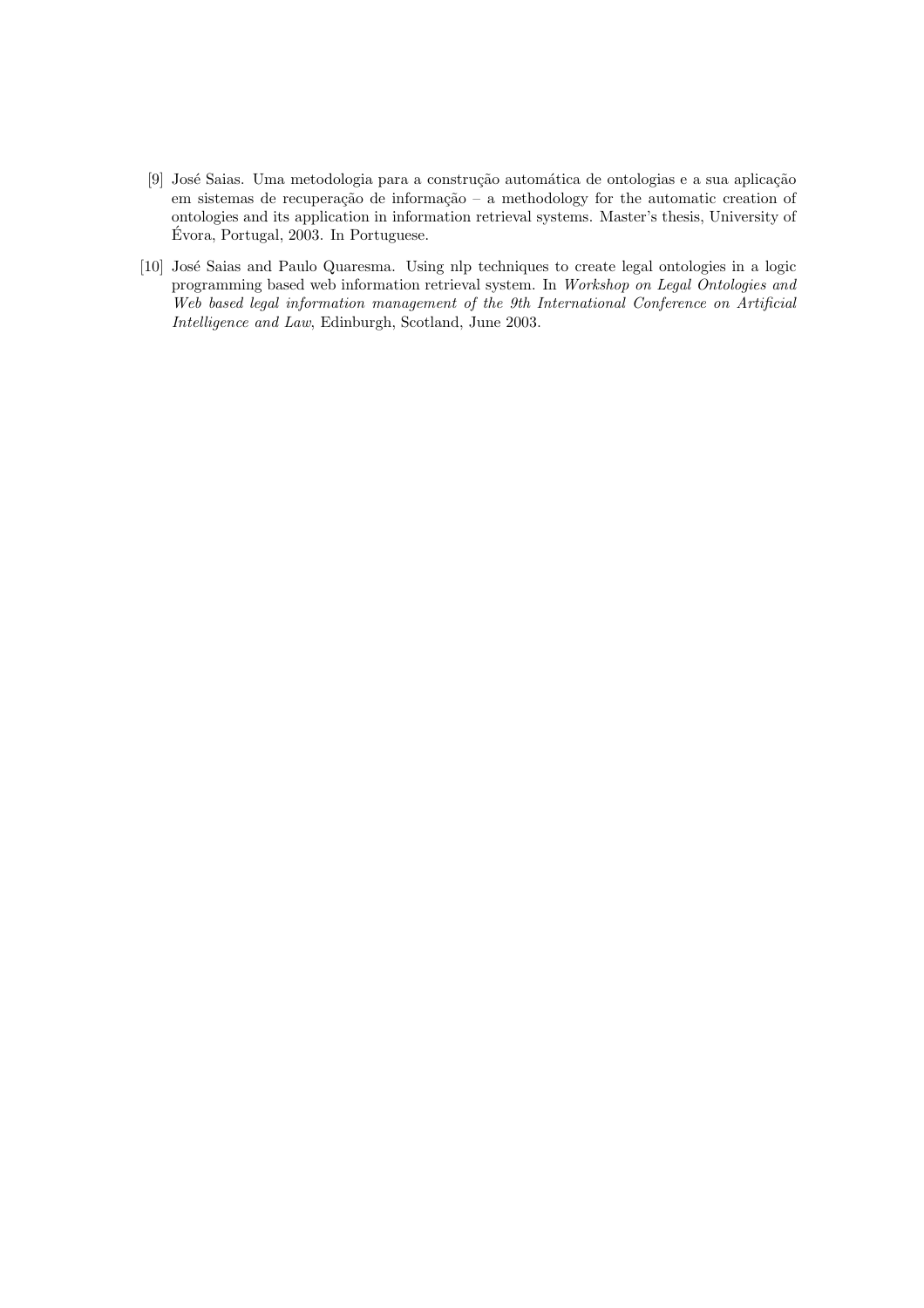[9] José Saias. Uma metodologia para a construção automática de ontologias e a sua aplicação em sistemas de recuperação de informação – a methodology for the automatic creation of ontologies and its application in information retrieval systems. Master's thesis, University of Évora, Portugal, 2003. In Portuguese.

[10] José Saias and Paulo Quaresma. Using nlp techniques to create legal ontologies in a logic programming based web information retrieval system. In *Workshop on Legal Ontologies and Web based legal information management of the 9th International Conference on Artificial Intelligence and Law*, Edinburgh, Scotland, June 2003.